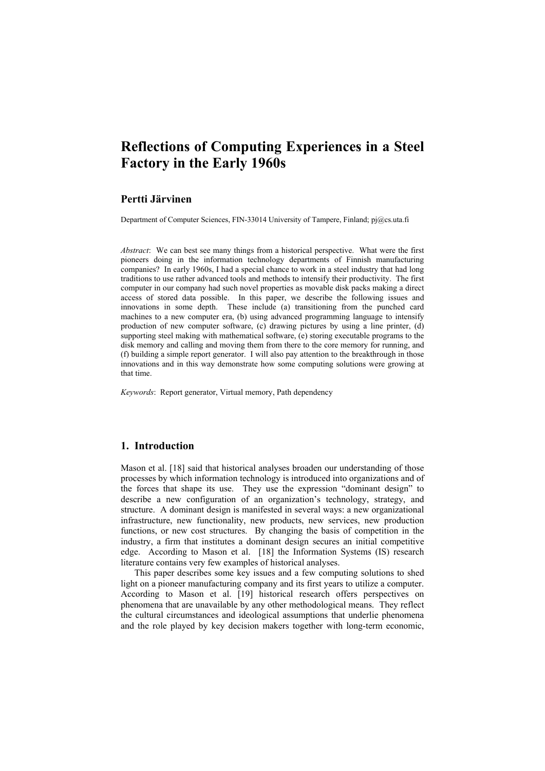# Reflections of Computing Experiences in a Steel Factory in the Early 1960s

**Pertti Järvinen**

Department of Computer Sciences, FIN-33014 University of Tampere, Finland; pj@cs.uta.fi

*Abstract*: We can best see many things from a historical perspective. What were the first pioneers doing in the information technology departments of Finnish manufacturing companies? In early 1960s, I had a special chance to work in a steel industry that had long traditions to use rather advanced tools and methods to intensify their productivity. The first computer in our company had such novel properties as movable disk packs making a direct access of stored data possible. In this paper, we describe the following issues and innovations in some depth. These include (a) transitioning from the punched card machines to a new computer era, (b) using advanced programming language to intensify production of new computer software, (c) drawing pictures by using a line printer, (d) supporting steel making with mathematical software, (e) storing executable programs to the disk memory and calling and moving them from there to the core memory for running, and (f) building a simple report generator. I will also pay attention to the breakthrough in those innovations and in this way demonstrate how some computing solutions were growing at that time.

*Keywords*: Report generator, Virtual memory, Path dependency

## 1. Introduction

Mason et al. [18] said that historical analyses broaden our understanding of those processes by which information technology is introduced into organizations and of the forces that shape its use. They use the expression "dominant design" to describe a new configuration of an organization's technology, strategy, and structure. A dominant design is manifested in several ways: a new organizational infrastructure, new functionality, new products, new services, new production functions, or new cost structures. By changing the basis of competition in the industry, a firm that institutes a dominant design secures an initial competitive edge. According to Mason et al. [18] the Information Systems (IS) research literature contains very few examples of historical analyses.

This paper describes some key issues and a few computing solutions to shed light on a pioneer manufacturing company and its first years to utilize a computer. According to Mason et al. [19] historical research offers perspectives on phenomena that are unavailable by any other methodological means. They reflect the cultural circumstances and ideological assumptions that underlie phenomena and the role played by key decision makers together with long-term economic,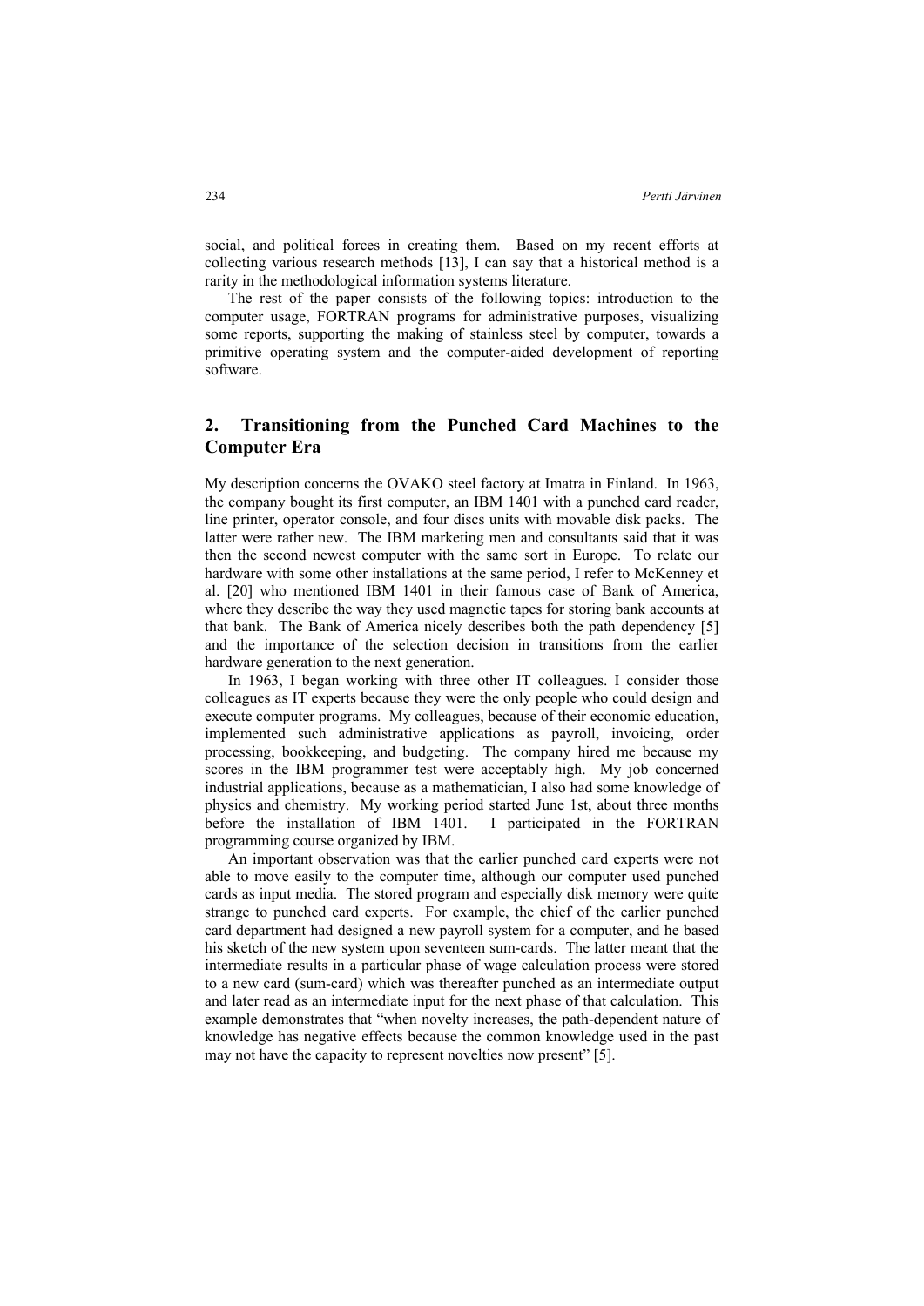social, and political forces in creating them. Based on my recent efforts at collecting various research methods [13], I can say that a historical method is a rarity in the methodological information systems literature.

The rest of the paper consists of the following topics: introduction to the computer usage, FORTRAN programs for administrative purposes, visualizing some reports, supporting the making of stainless steel by computer, towards a primitive operating system and the computer-aided development of reporting software.

## 2. Transitioning from the Punched Card Machines to the Computer Era

My description concerns the OVAKO steel factory at Imatra in Finland. In 1963, the company bought its first computer, an IBM 1401 with a punched card reader, line printer, operator console, and four discs units with movable disk packs. The latter were rather new. The IBM marketing men and consultants said that it was then the second newest computer with the same sort in Europe. To relate our hardware with some other installations at the same period, I refer to McKenney et al. [20] who mentioned IBM 1401 in their famous case of Bank of America, where they describe the way they used magnetic tapes for storing bank accounts at that bank. The Bank of America nicely describes both the path dependency [5] and the importance of the selection decision in transitions from the earlier hardware generation to the next generation.

In 1963, I began working with three other IT colleagues. I consider those colleagues as IT experts because they were the only people who could design and execute computer programs. My colleagues, because of their economic education, implemented such administrative applications as payroll, invoicing, order processing, bookkeeping, and budgeting. The company hired me because my scores in the IBM programmer test were acceptably high. My job concerned industrial applications, because as a mathematician, I also had some knowledge of physics and chemistry. My working period started June 1st, about three months before the installation of IBM 1401. I participated in the FORTRAN programming course organized by IBM.

An important observation was that the earlier punched card experts were not able to move easily to the computer time, although our computer used punched cards as input media. The stored program and especially disk memory were quite strange to punched card experts. For example, the chief of the earlier punched card department had designed a new payroll system for a computer, and he based his sketch of the new system upon seventeen sum-cards. The latter meant that the intermediate results in a particular phase of wage calculation process were stored to a new card (sum-card) which was thereafter punched as an intermediate output and later read as an intermediate input for the next phase of that calculation. This example demonstrates that "when novelty increases, the path-dependent nature of knowledge has negative effects because the common knowledge used in the past may not have the capacity to represent novelties now present" [5].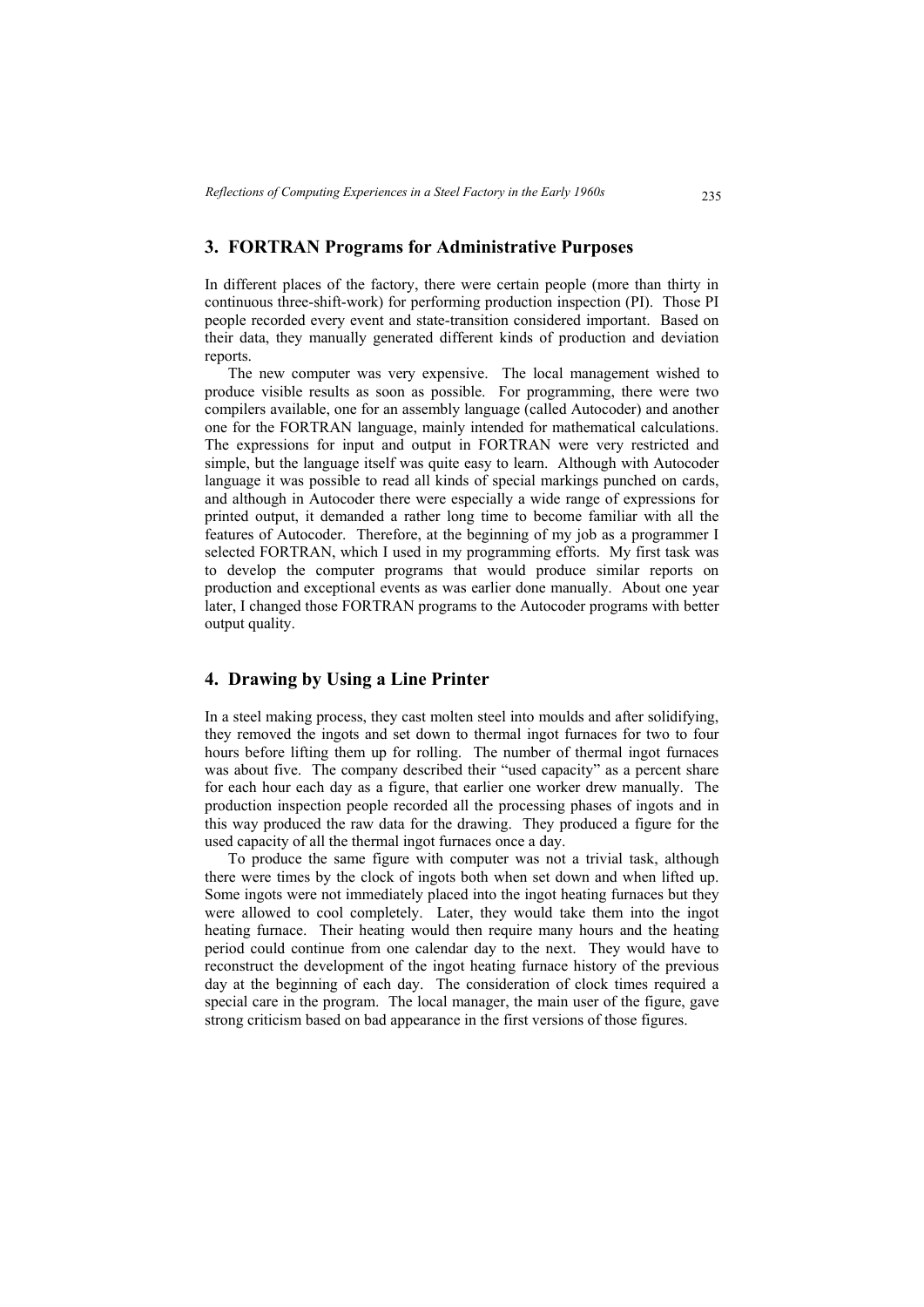## 3. FORTRAN Programs for Administrative Purposes

In different places of the factory, there were certain people (more than thirty in continuous three-shift-work) for performing production inspection (PI). Those PI people recorded every event and state-transition considered important. Based on their data, they manually generated different kinds of production and deviation reports.

The new computer was very expensive. The local management wished to produce visible results as soon as possible. For programming, there were two compilers available, one for an assembly language (called Autocoder) and another one for the FORTRAN language, mainly intended for mathematical calculations. The expressions for input and output in FORTRAN were very restricted and simple, but the language itself was quite easy to learn. Although with Autocoder language it was possible to read all kinds of special markings punched on cards, and although in Autocoder there were especially a wide range of expressions for printed output, it demanded a rather long time to become familiar with all the features of Autocoder. Therefore, at the beginning of my job as a programmer I selected FORTRAN, which I used in my programming efforts. My first task was to develop the computer programs that would produce similar reports on production and exceptional events as was earlier done manually. About one year later, I changed those FORTRAN programs to the Autocoder programs with better output quality.

## 4. Drawing by Using a Line Printer

In a steel making process, they cast molten steel into moulds and after solidifying, they removed the ingots and set down to thermal ingot furnaces for two to four hours before lifting them up for rolling. The number of thermal ingot furnaces was about five. The company described their "used capacity" as a percent share for each hour each day as a figure, that earlier one worker drew manually. The production inspection people recorded all the processing phases of ingots and in this way produced the raw data for the drawing. They produced a figure for the used capacity of all the thermal ingot furnaces once a day.

To produce the same figure with computer was not a trivial task, although there were times by the clock of ingots both when set down and when lifted up. Some ingots were not immediately placed into the ingot heating furnaces but they were allowed to cool completely. Later, they would take them into the ingot heating furnace. Their heating would then require many hours and the heating period could continue from one calendar day to the next. They would have to reconstruct the development of the ingot heating furnace history of the previous day at the beginning of each day. The consideration of clock times required a special care in the program. The local manager, the main user of the figure, gave strong criticism based on bad appearance in the first versions of those figures.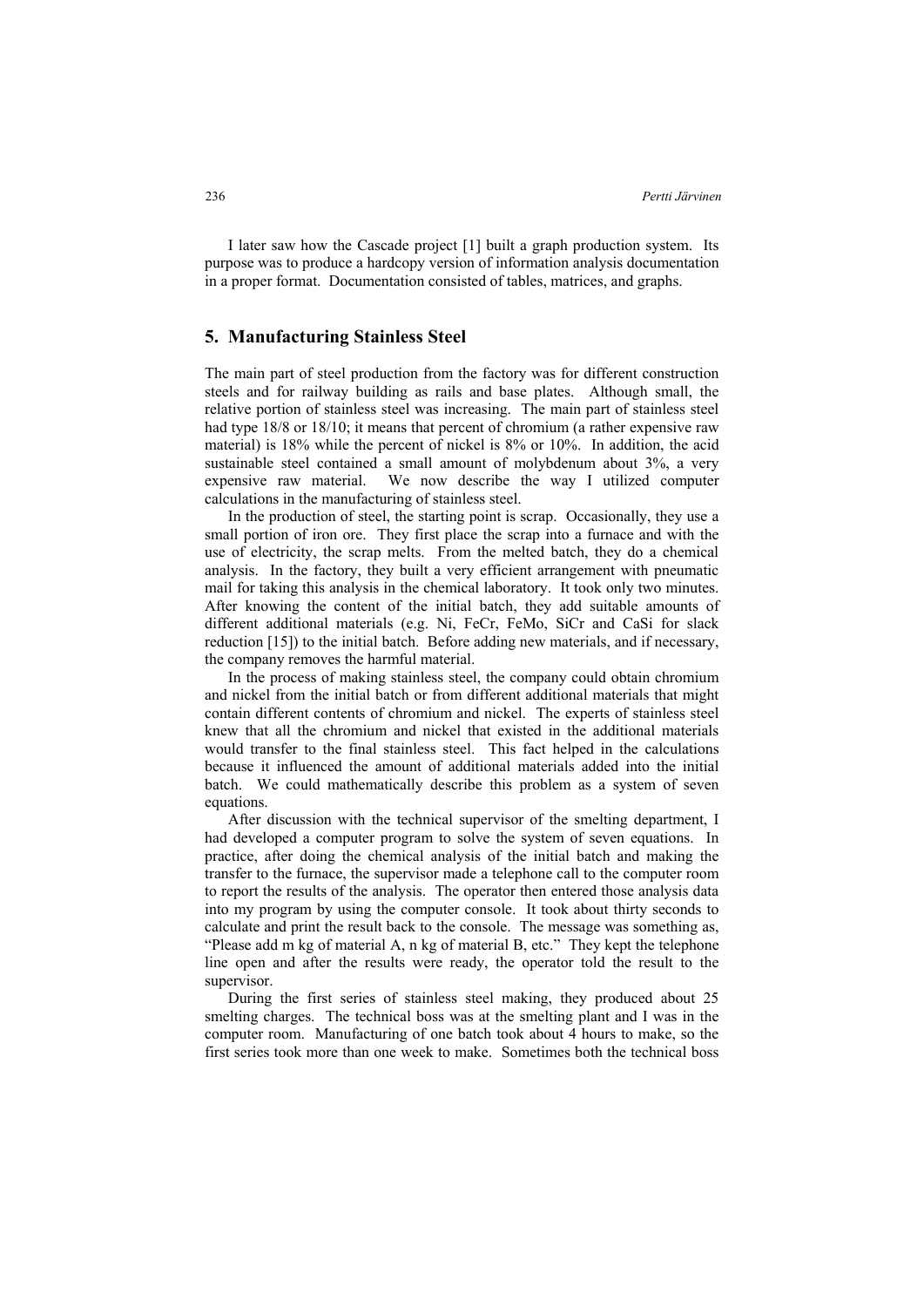I later saw how the Cascade project [1] built a graph production system. Its purpose was to produce a hardcopy version of information analysis documentation in a proper format. Documentation consisted of tables, matrices, and graphs.

## 5. Manufacturing Stainless Steel

The main part of steel production from the factory was for different construction steels and for railway building as rails and base plates. Although small, the relative portion of stainless steel was increasing. The main part of stainless steel had type 18/8 or 18/10; it means that percent of chromium (a rather expensive raw material) is 18% while the percent of nickel is 8% or 10%. In addition, the acid sustainable steel contained a small amount of molybdenum about 3%, a very expensive raw material. We now describe the way I utilized computer calculations in the manufacturing of stainless steel.

In the production of steel, the starting point is scrap. Occasionally, they use a small portion of iron ore. They first place the scrap into a furnace and with the use of electricity, the scrap melts. From the melted batch, they do a chemical analysis. In the factory, they built a very efficient arrangement with pneumatic mail for taking this analysis in the chemical laboratory. It took only two minutes. After knowing the content of the initial batch, they add suitable amounts of different additional materials (e.g. Ni, FeCr, FeMo, SiCr and CaSi for slack reduction [15]) to the initial batch. Before adding new materials, and if necessary, the company removes the harmful material.

In the process of making stainless steel, the company could obtain chromium and nickel from the initial batch or from different additional materials that might contain different contents of chromium and nickel. The experts of stainless steel knew that all the chromium and nickel that existed in the additional materials would transfer to the final stainless steel. This fact helped in the calculations because it influenced the amount of additional materials added into the initial batch. We could mathematically describe this problem as a system of seven equations.

After discussion with the technical supervisor of the smelting department, I had developed a computer program to solve the system of seven equations. In practice, after doing the chemical analysis of the initial batch and making the transfer to the furnace, the supervisor made a telephone call to the computer room to report the results of the analysis. The operator then entered those analysis data into my program by using the computer console. It took about thirty seconds to calculate and print the result back to the console. The message was something as, "Please add m kg of material A, n kg of material B, etc." They kept the telephone line open and after the results were ready, the operator told the result to the supervisor.

During the first series of stainless steel making, they produced about 25 smelting charges. The technical boss was at the smelting plant and I was in the computer room. Manufacturing of one batch took about 4 hours to make, so the first series took more than one week to make. Sometimes both the technical boss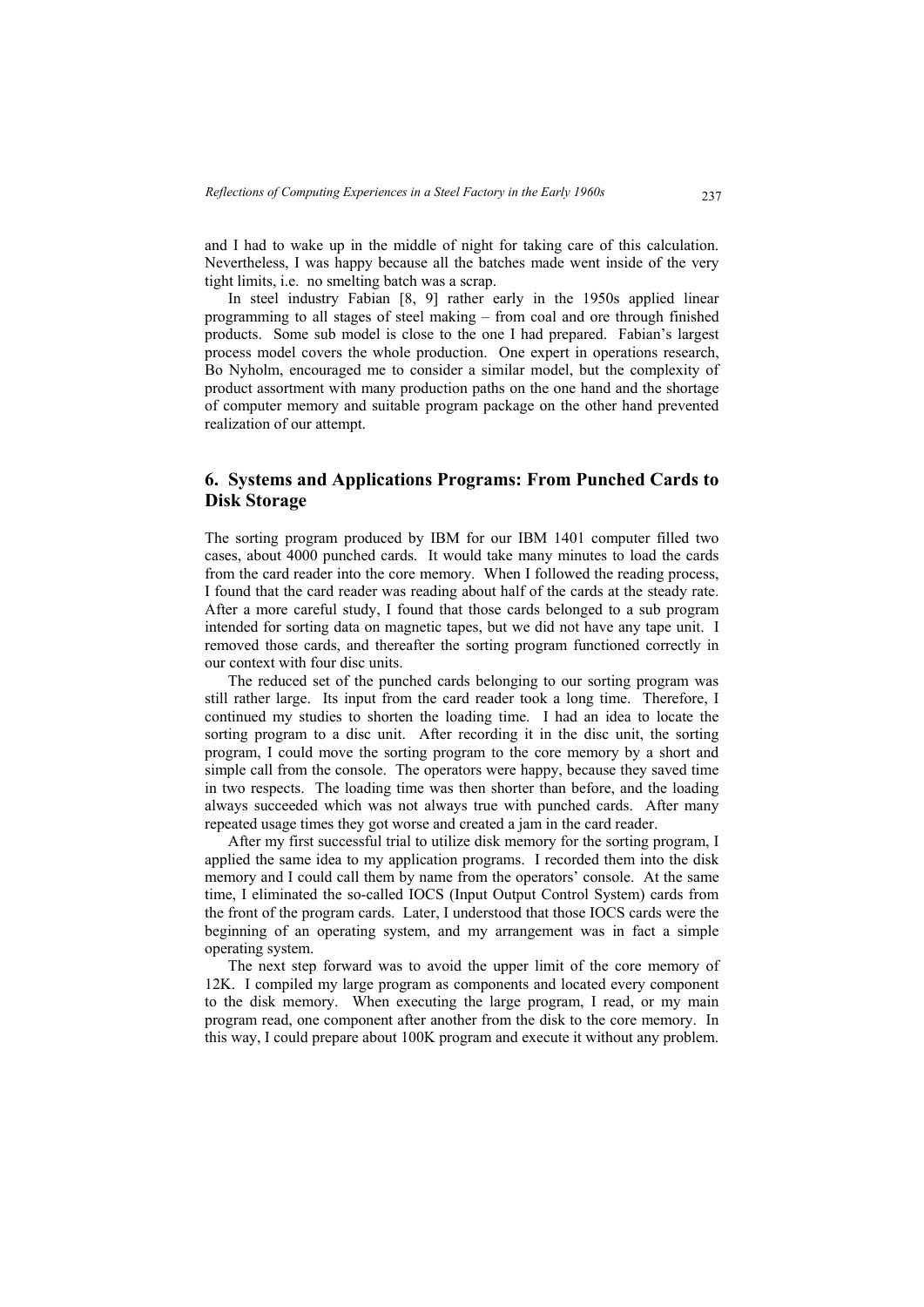and I had to wake up in the middle of night for taking care of this calculation. Nevertheless, I was happy because all the batches made went inside of the very tight limits, i.e. no smelting batch was a scrap.

In steel industry Fabian [8, 9] rather early in the 1950s applied linear programming to all stages of steel making – from coal and ore through finished products. Some sub model is close to the one I had prepared. Fabian's largest process model covers the whole production. One expert in operations research, Bo Nyholm, encouraged me to consider a similar model, but the complexity of product assortment with many production paths on the one hand and the shortage of computer memory and suitable program package on the other hand prevented realization of our attempt.

## 6. Systems and Applications Programs: From Punched Cards to Disk Storage

The sorting program produced by IBM for our IBM 1401 computer filled two cases, about 4000 punched cards. It would take many minutes to load the cards from the card reader into the core memory. When I followed the reading process, I found that the card reader was reading about half of the cards at the steady rate. After a more careful study, I found that those cards belonged to a sub program intended for sorting data on magnetic tapes, but we did not have any tape unit. I removed those cards, and thereafter the sorting program functioned correctly in our context with four disc units.

The reduced set of the punched cards belonging to our sorting program was still rather large. Its input from the card reader took a long time. Therefore, I continued my studies to shorten the loading time. I had an idea to locate the sorting program to a disc unit. After recording it in the disc unit, the sorting program, I could move the sorting program to the core memory by a short and simple call from the console. The operators were happy, because they saved time in two respects. The loading time was then shorter than before, and the loading always succeeded which was not always true with punched cards. After many repeated usage times they got worse and created a jam in the card reader.

After my first successful trial to utilize disk memory for the sorting program, I applied the same idea to my application programs. I recorded them into the disk memory and I could call them by name from the operators' console. At the same time, I eliminated the so-called IOCS (Input Output Control System) cards from the front of the program cards. Later, I understood that those IOCS cards were the beginning of an operating system, and my arrangement was in fact a simple operating system.

The next step forward was to avoid the upper limit of the core memory of 12K. I compiled my large program as components and located every component to the disk memory. When executing the large program, I read, or my main program read, one component after another from the disk to the core memory. In this way, I could prepare about 100K program and execute it without any problem.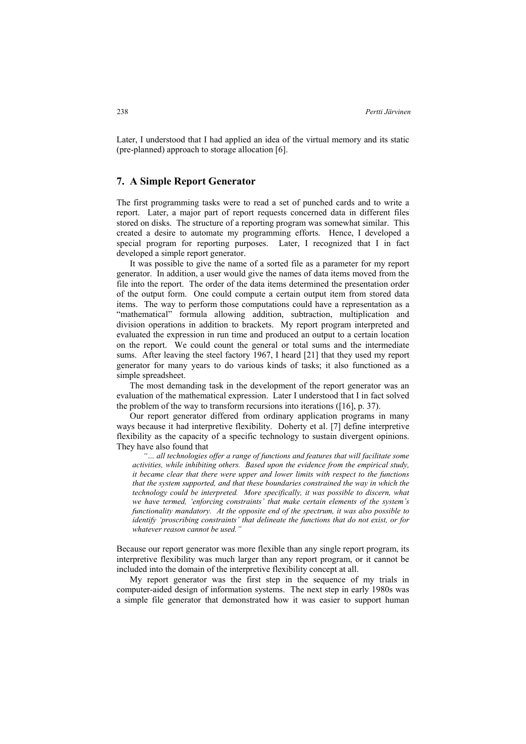Later, I understood that I had applied an idea of the virtual memory and its static (pre-planned) approach to storage allocation [6].

## 7. A Simple Report Generator

The first programming tasks were to read a set of punched cards and to write a report. Later, a major part of report requests concerned data in different files stored on disks. The structure of a reporting program was somewhat similar. This created a desire to automate my programming efforts. Hence, I developed a special program for reporting purposes. Later, I recognized that I in fact developed a simple report generator.

It was possible to give the name of a sorted file as a parameter for my report generator. In addition, a user would give the names of data items moved from the file into the report. The order of the data items determined the presentation order of the output form. One could compute a certain output item from stored data items. The way to perform those computations could have a representation as a "mathematical" formula allowing addition, subtraction, multiplication and division operations in addition to brackets. My report program interpreted and evaluated the expression in run time and produced an output to a certain location on the report. We could count the general or total sums and the intermediate sums. After leaving the steel factory 1967, I heard [21] that they used my report generator for many years to do various kinds of tasks; it also functioned as a simple spreadsheet.

The most demanding task in the development of the report generator was an evaluation of the mathematical expression. Later I understood that I in fact solved the problem of the way to transform recursions into iterations ([16], p. 37).

Our report generator differed from ordinary application programs in many ways because it had interpretive flexibility. Doherty et al. [7] define interpretive flexibility as the capacity of a specific technology to sustain divergent opinions. They have also found that

> *"... all technologies offer a range of functions and features that will facilitate some activities, while inhibiting others. Based upon the evidence from the empirical study, it became clear that there were upper and lower limits with respect to the functions that the system supported, and that these boundaries constrained the way in which the technology could be interpreted. More specifically, it was possible to discern, what we have termed, 'enforcing constraints' that make certain elements of the system's functionality mandatory. At the opposite end of the spectrum, it was also possible to identify 'proscribing constraints' that delineate the functions that do not exist, or for whatever reason cannot be used."*

Because our report generator was more flexible than any single report program, its interpretive flexibility was much larger than any report program, or it cannot be included into the domain of the interpretive flexibility concept at all.

My report generator was the first step in the sequence of my trials in computer-aided design of information systems. The next step in early 1980s was a simple file generator that demonstrated how it was easier to support human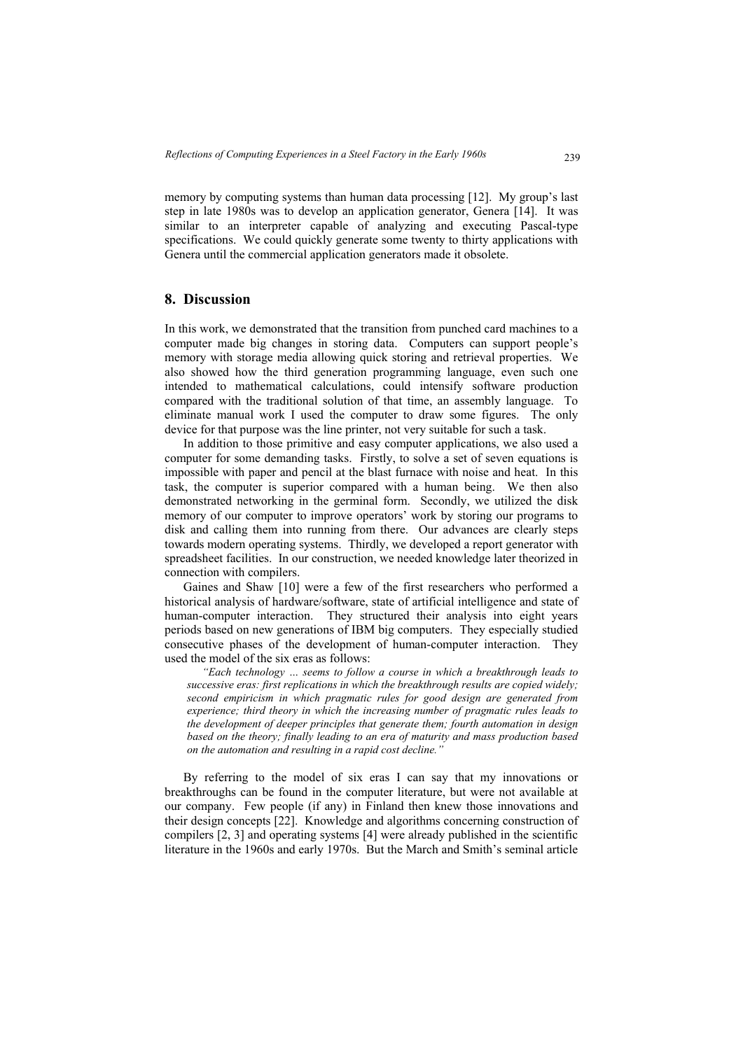memory by computing systems than human data processing [12]. My group's last step in late 1980s was to develop an application generator, Genera [14]. It was similar to an interpreter capable of analyzing and executing Pascal-type specifications. We could quickly generate some twenty to thirty applications with Genera until the commercial application generators made it obsolete.

## 8. Discussion

In this work, we demonstrated that the transition from punched card machines to a computer made big changes in storing data. Computers can support people's memory with storage media allowing quick storing and retrieval properties. We also showed how the third generation programming language, even such one intended to mathematical calculations, could intensify software production compared with the traditional solution of that time, an assembly language. To eliminate manual work I used the computer to draw some figures. The only device for that purpose was the line printer, not very suitable for such a task.

In addition to those primitive and easy computer applications, we also used a computer for some demanding tasks. Firstly, to solve a set of seven equations is impossible with paper and pencil at the blast furnace with noise and heat. In this task, the computer is superior compared with a human being. We then also demonstrated networking in the germinal form. Secondly, we utilized the disk memory of our computer to improve operators' work by storing our programs to disk and calling them into running from there. Our advances are clearly steps towards modern operating systems. Thirdly, we developed a report generator with spreadsheet facilities. In our construction, we needed knowledge later theorized in connection with compilers.

Gaines and Shaw [10] were a few of the first researchers who performed a historical analysis of hardware/software, state of artificial intelligence and state of human-computer interaction. They structured their analysis into eight years periods based on new generations of IBM big computers. They especially studied consecutive phases of the development of human-computer interaction. They used the model of the six eras as follows:

> *"Each technology … seems to follow a course in which a breakthrough leads to successive eras: first replications in which the breakthrough results are copied widely; second empiricism in which pragmatic rules for good design are generated from experience; third theory in which the increasing number of pragmatic rules leads to the development of deeper principles that generate them; fourth automation in design based on the theory; finally leading to an era of maturity and mass production based on the automation and resulting in a rapid cost decline."*

By referring to the model of six eras I can say that my innovations or breakthroughs can be found in the computer literature, but were not available at our company. Few people (if any) in Finland then knew those innovations and their design concepts [22]. Knowledge and algorithms concerning construction of compilers [2, 3] and operating systems [4] were already published in the scientific literature in the 1960s and early 1970s. But the March and Smith's seminal article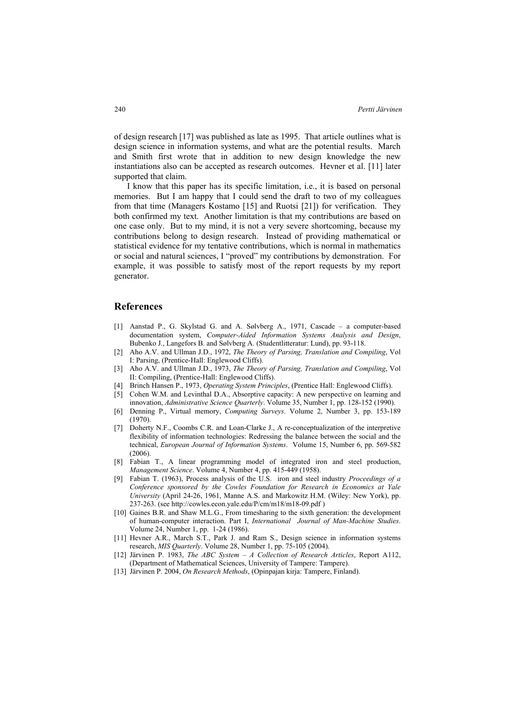of design research [17] was published as late as 1995. That article outlines what is design science in information systems, and what are the potential results. March and Smith first wrote that in addition to new design knowledge the new instantiations also can be accepted as research outcomes. Hevner et al. [11] later supported that claim.

I know that this paper has its specific limitation, i.e., it is based on personal memories. But I am happy that I could send the draft to two of my colleagues from that time (Managers Kostamo [15] and Ruotsi [21]) for verification. They both confirmed my text. Another limitation is that my contributions are based on one case only. But to my mind, it is not a very severe shortcoming, because my contributions belong to design research. Instead of providing mathematical or statistical evidence for my tentative contributions, which is normal in mathematics or social and natural sciences, I "proved" my contributions by demonstration. For example, it was possible to satisfy most of the report requests by my report generator.

## References

[1] Aanstad P., G. Skylstad G. and A. Sølvberg A., 1971, Cascade – a computer-based documentation system, *Computer-Aided Information Systems Analysis and Design*, Bubenko J., Langefors B. and Sølvberg A. (Studentlitteratur: Lund), pp. 93-118.

[2] Aho A.V. and Ullman J.D., 1972, *The Theory of Parsing, Translation and Compiling*, Vol I: Parsing, (Prentice-Hall: Englewood Cliffs).

[3] Aho A.V. and Ullman J.D., 1973, *The Theory of Parsing, Translation and Compiling*, Vol II: Compiling, (Prentice-Hall: Englewood Cliffs).

[4] Brinch Hansen P., 1973, *Operating System Principles*, (Prentice Hall: Englewood Cliffs).

[5] Cohen W.M. and Levinthal D.A., Absorptive capacity: A new perspective on learning and innovation, *Administrative Science Quarterly*. Volume 35, Number 1, pp. 128-152 (1990).

[6] Denning P., Virtual memory, *Computing Surveys*. Volume 2, Number 3, pp. 153-189 (1970).

[7] Doherty N.F., Coombs C.R. and Loan-Clarke J., A re-conceptualization of the interpretive flexibility of information technologies: Redressing the balance between the social and the technical, *European Journal of Information Systems*. Volume 15, Number 6, pp. 569-582 (2006).

[8] Fabian T., A linear programming model of integrated iron and steel production, *Management Science*. Volume 4, Number 4, pp. 415-449 (1958).

[9] Fabian T. (1963), Process analysis of the U.S. iron and steel industry *Proceedings of a Conference sponsored by the Cowles Foundation for Research in Economics at Yale University* (April 24-26, 1961, Manne A.S. and Markowitz H.M. (Wiley: New York), pp. 237-263. (see http://cowles.econ.yale.edu/P/cm/m18/m18-09.pdf )

[10] Gaines B.R. and Shaw M.L.G., From timesharing to the sixth generation: the development of human-computer interaction. Part I, *International Journal of Man-Machine Studies*. Volume 24, Number 1, pp. 1-24 (1986).

[11] Hevner A.R., March S.T., Park J. and Ram S., Design science in information systems research, *MIS Quarterly*. Volume 28, Number 1, pp. 75-105 (2004).

[12] Järvinen P. 1983, *The ABC System – A Collection of Research Articles*, Report A112, (Department of Mathematical Sciences, University of Tampere: Tampere).

[13] Järvinen P. 2004, *On Research Methods*, (Opinpajan kirja: Tampere, Finland).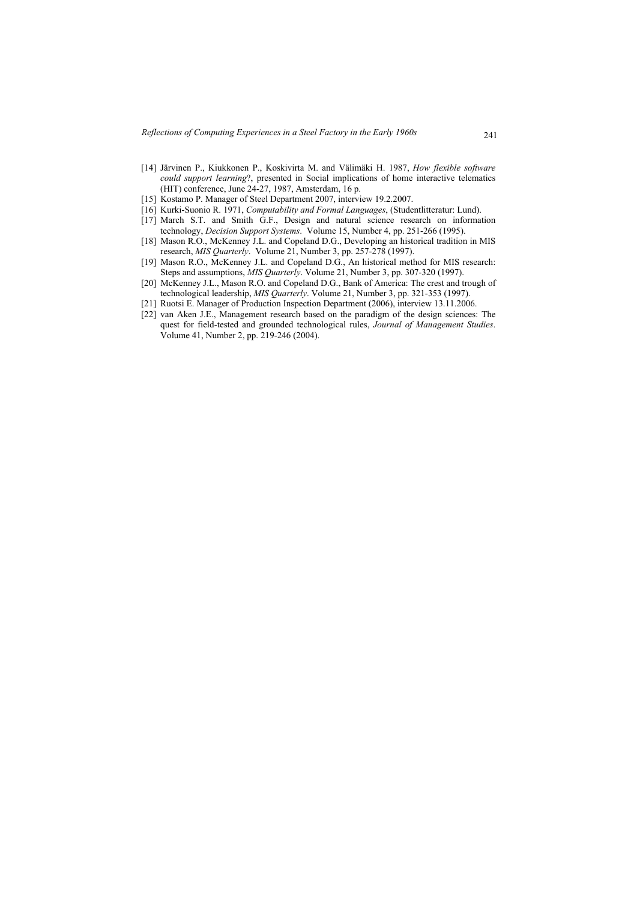[14] Järvinen P., Kiukkonen P., Koskivirta M. and Välimäki H. 1987, *How flexible software could support learning*?, presented in Social implications of home interactive telematics (HIT) conference, June 24-27, 1987, Amsterdam, 16 p.

[15] Kostamo P. Manager of Steel Department 2007, interview 19.2.2007.

[16] Kurki-Suonio R. 1971, *Computability and Formal Languages*, (Studentlitteratur: Lund).

[17] March S.T. and Smith G.F., Design and natural science research on information technology, *Decision Support Systems*. Volume 15, Number 4, pp. 251-266 (1995).

[18] Mason R.O., McKenney J.L. and Copeland D.G., Developing an historical tradition in MIS research, *MIS Quarterly*. Volume 21, Number 3, pp. 257-278 (1997).

[19] Mason R.O., McKenney J.L. and Copeland D.G., An historical method for MIS research: Steps and assumptions, *MIS Quarterly*. Volume 21, Number 3, pp. 307-320 (1997).

[20] McKenney J.L., Mason R.O. and Copeland D.G., Bank of America: The crest and trough of technological leadership, *MIS Quarterly*. Volume 21, Number 3, pp. 321-353 (1997).

[21] Ruotsi E. Manager of Production Inspection Department (2006), interview 13.11.2006.

[22] van Aken J.E., Management research based on the paradigm of the design sciences: The quest for field-tested and grounded technological rules, *Journal of Management Studies*. Volume 41, Number 2, pp. 219-246 (2004).